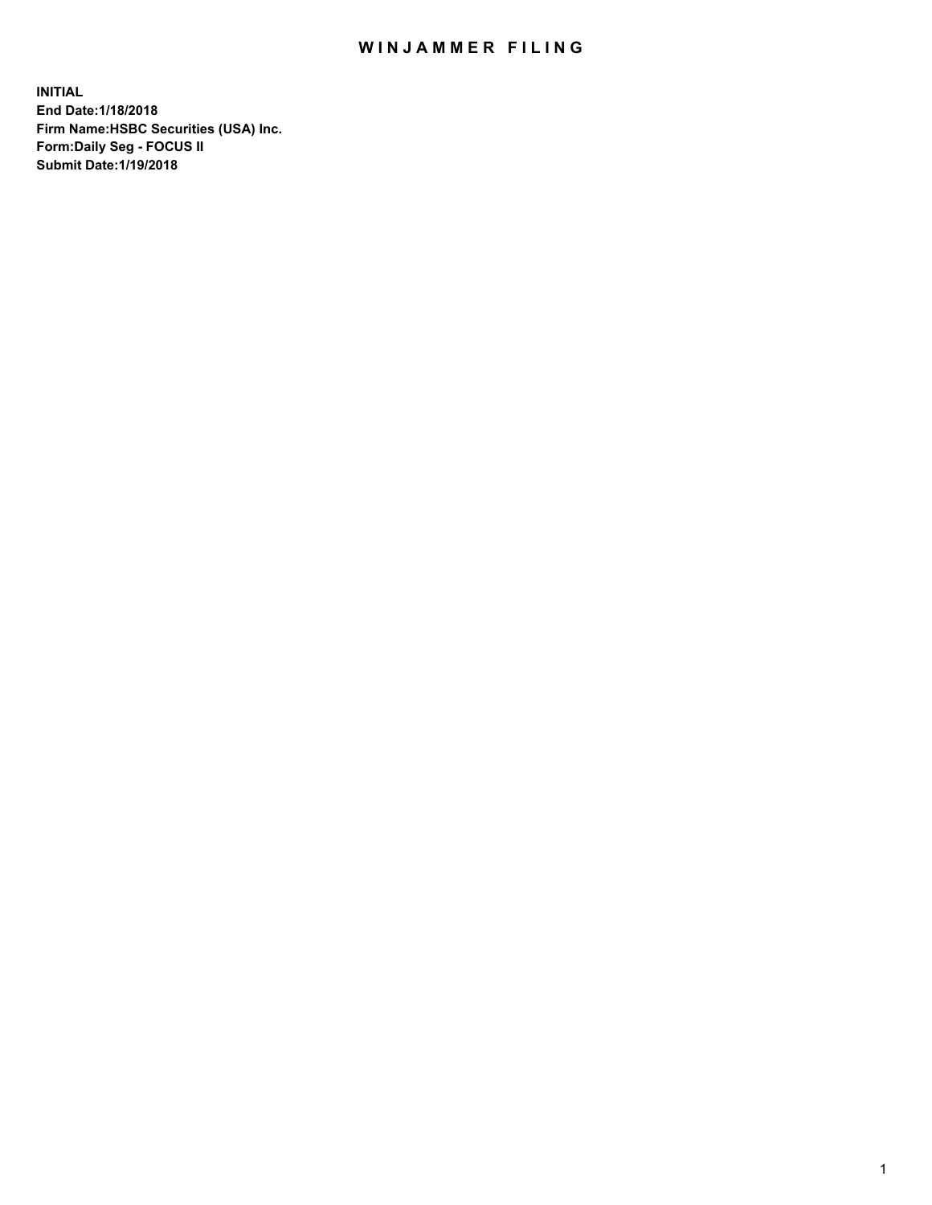# WINJAMMER FILING

**INITIAL**
**End Date:1/18/2018**
**Firm Name:HSBC Securities (USA) Inc.**
**Form:Daily Seg - FOCUS II**
**Submit Date:1/19/2018**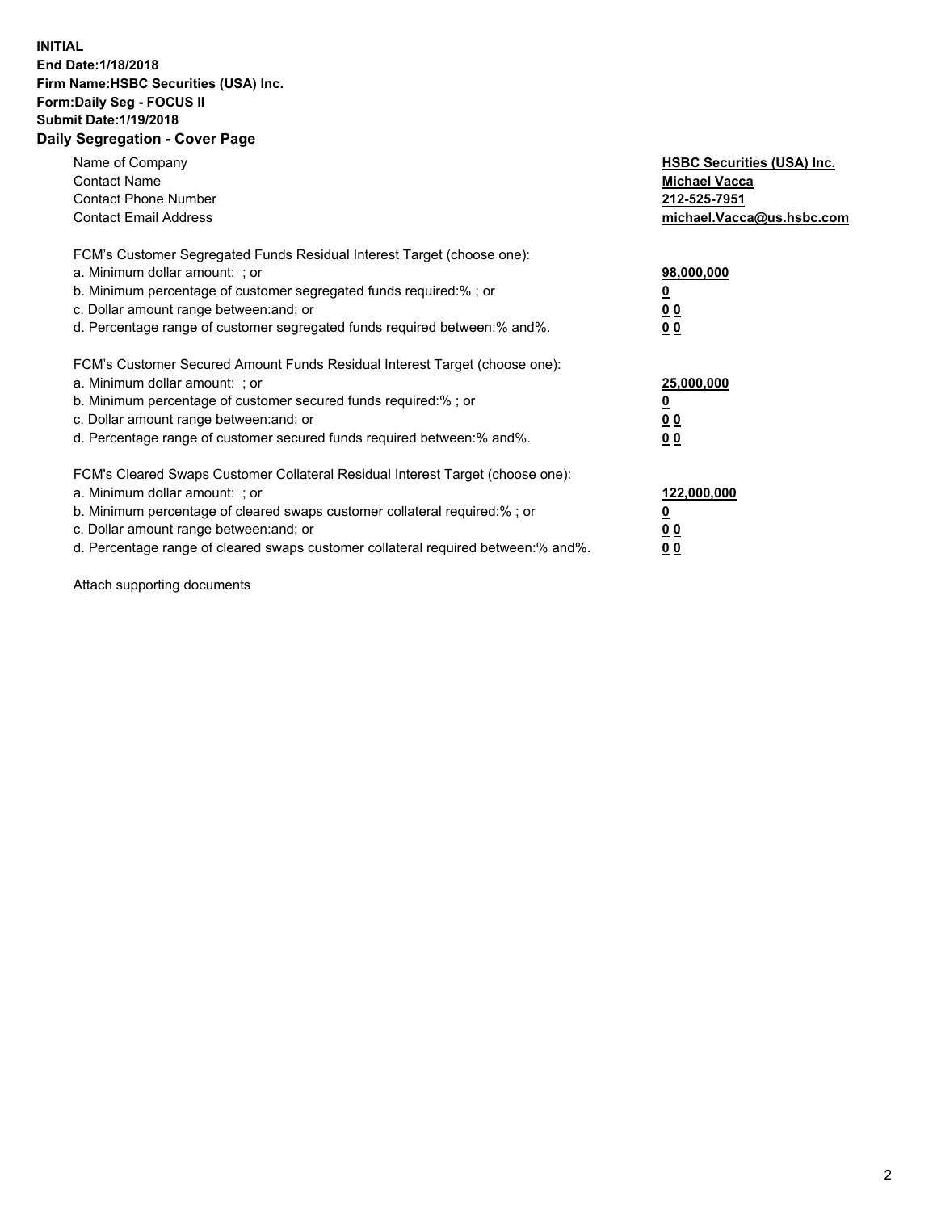**INITIAL**
**End Date:1/18/2018**
**Firm Name:HSBC Securities (USA) Inc.**
**Form:Daily Seg - FOCUS II**
**Submit Date:1/19/2018**

## Daily Segregation - Cover Page

| | |
|---|---|
| Name of Company | **HSBC Securities (USA) Inc.** |
| Contact Name | **Michael Vacca** |
| Contact Phone Number | **212-525-7951** |
| Contact Email Address | **michael.Vacca@us.hsbc.com** |

| | |
|---|---|
| FCM's Customer Segregated Funds Residual Interest Target (choose one): | |
| a. Minimum dollar amount: ; or | **98,000,000** |
| b. Minimum percentage of customer segregated funds required:% ; or | **0** |
| c. Dollar amount range between:and; or | **0 0** |
| d. Percentage range of customer segregated funds required between:% and%. | **0 0** |

| | |
|---|---|
| FCM's Customer Secured Amount Funds Residual Interest Target (choose one): | |
| a. Minimum dollar amount: ; or | **25,000,000** |
| b. Minimum percentage of customer secured funds required:% ; or | **0** |
| c. Dollar amount range between:and; or | **0 0** |
| d. Percentage range of customer secured funds required between:% and%. | **0 0** |

| | |
|---|---|
| FCM's Cleared Swaps Customer Collateral Residual Interest Target (choose one): | |
| a. Minimum dollar amount: ; or | **122,000,000** |
| b. Minimum percentage of cleared swaps customer collateral required:% ; or | **0** |
| c. Dollar amount range between:and; or | **0 0** |
| d. Percentage range of cleared swaps customer collateral required between:% and%. | **0 0** |

Attach supporting documents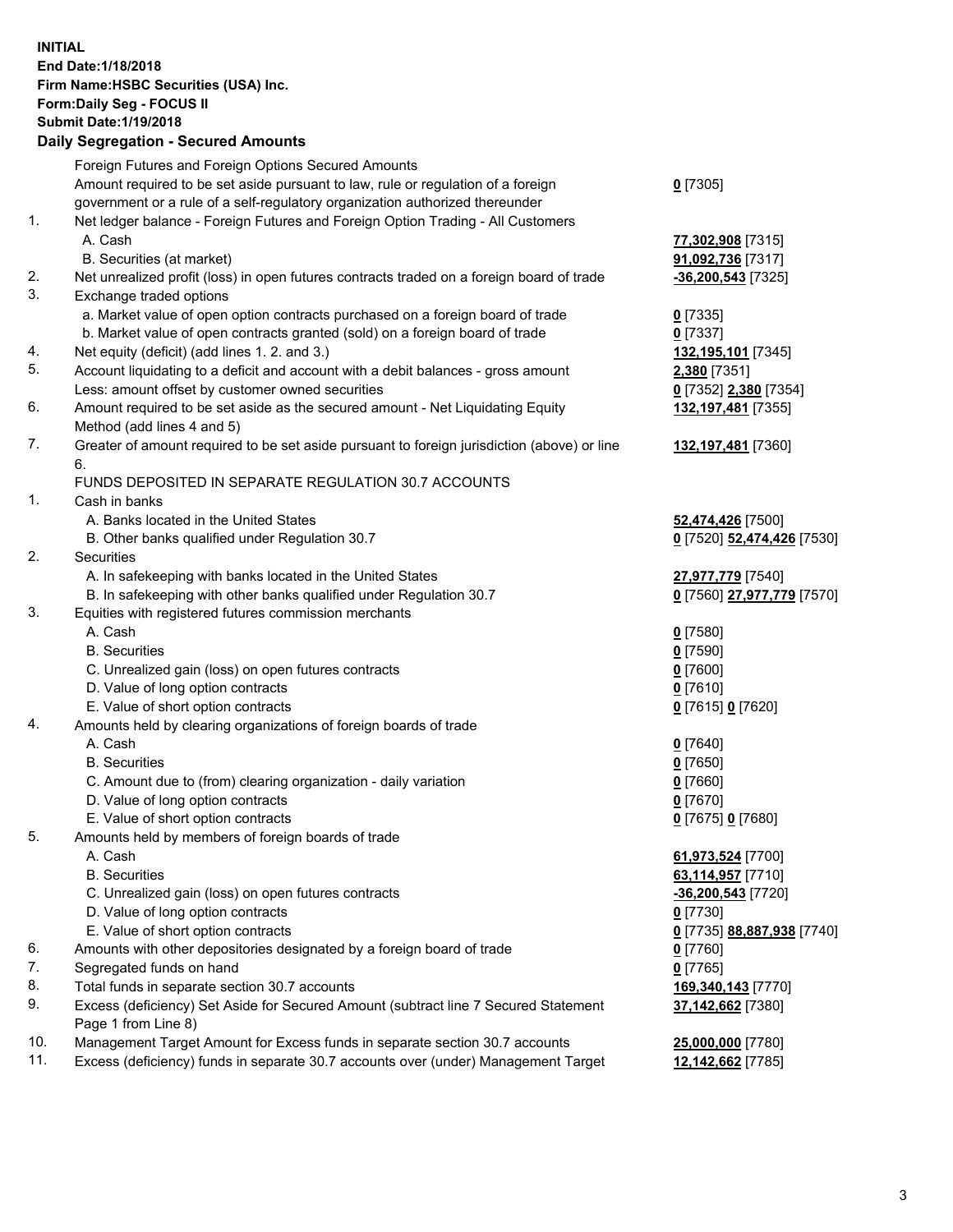**INITIAL**
**End Date:1/18/2018**
**Firm Name:HSBC Securities (USA) Inc.**
**Form:Daily Seg - FOCUS II**
**Submit Date:1/19/2018**

## Daily Segregation - Secured Amounts

| | | |
|---|---|---|
| | Foreign Futures and Foreign Options Secured Amounts | |
| | Amount required to be set aside pursuant to law, rule or regulation of a foreign government or a rule of a self-regulatory organization authorized thereunder | **0** [7305] |
| 1. | Net ledger balance - Foreign Futures and Foreign Option Trading - All Customers | |
| | A. Cash | **77,302,908** [7315] |
| | B. Securities (at market) | **91,092,736** [7317] |
| 2. | Net unrealized profit (loss) in open futures contracts traded on a foreign board of trade | **-36,200,543** [7325] |
| 3. | Exchange traded options | |
| | a. Market value of open option contracts purchased on a foreign board of trade | **0** [7335] |
| | b. Market value of open contracts granted (sold) on a foreign board of trade | **0** [7337] |
| 4. | Net equity (deficit) (add lines 1. 2. and 3.) | **132,195,101** [7345] |
| 5. | Account liquidating to a deficit and account with a debit balances - gross amount | **2,380** [7351] |
| | Less: amount offset by customer owned securities | **0** [7352] **2,380** [7354] |
| 6. | Amount required to be set aside as the secured amount - Net Liquidating Equity Method (add lines 4 and 5) | **132,197,481** [7355] |
| 7. | Greater of amount required to be set aside pursuant to foreign jurisdiction (above) or line 6. | **132,197,481** [7360] |
| | FUNDS DEPOSITED IN SEPARATE REGULATION 30.7 ACCOUNTS | |
| 1. | Cash in banks | |
| | A. Banks located in the United States | **52,474,426** [7500] |
| | B. Other banks qualified under Regulation 30.7 | **0** [7520] **52,474,426** [7530] |
| 2. | Securities | |
| | A. In safekeeping with banks located in the United States | **27,977,779** [7540] |
| | B. In safekeeping with other banks qualified under Regulation 30.7 | **0** [7560] **27,977,779** [7570] |
| 3. | Equities with registered futures commission merchants | |
| | A. Cash | **0** [7580] |
| | B. Securities | **0** [7590] |
| | C. Unrealized gain (loss) on open futures contracts | **0** [7600] |
| | D. Value of long option contracts | **0** [7610] |
| | E. Value of short option contracts | **0** [7615] **0** [7620] |
| 4. | Amounts held by clearing organizations of foreign boards of trade | |
| | A. Cash | **0** [7640] |
| | B. Securities | **0** [7650] |
| | C. Amount due to (from) clearing organization - daily variation | **0** [7660] |
| | D. Value of long option contracts | **0** [7670] |
| | E. Value of short option contracts | **0** [7675] **0** [7680] |
| 5. | Amounts held by members of foreign boards of trade | |
| | A. Cash | **61,973,524** [7700] |
| | B. Securities | **63,114,957** [7710] |
| | C. Unrealized gain (loss) on open futures contracts | **-36,200,543** [7720] |
| | D. Value of long option contracts | **0** [7730] |
| | E. Value of short option contracts | **0** [7735] **88,887,938** [7740] |
| 6. | Amounts with other depositories designated by a foreign board of trade | **0** [7760] |
| 7. | Segregated funds on hand | **0** [7765] |
| 8. | Total funds in separate section 30.7 accounts | **169,340,143** [7770] |
| 9. | Excess (deficiency) Set Aside for Secured Amount (subtract line 7 Secured Statement Page 1 from Line 8) | **37,142,662** [7380] |
| 10. | Management Target Amount for Excess funds in separate section 30.7 accounts | **25,000,000** [7780] |
| 11. | Excess (deficiency) funds in separate 30.7 accounts over (under) Management Target | **12,142,662** [7785] |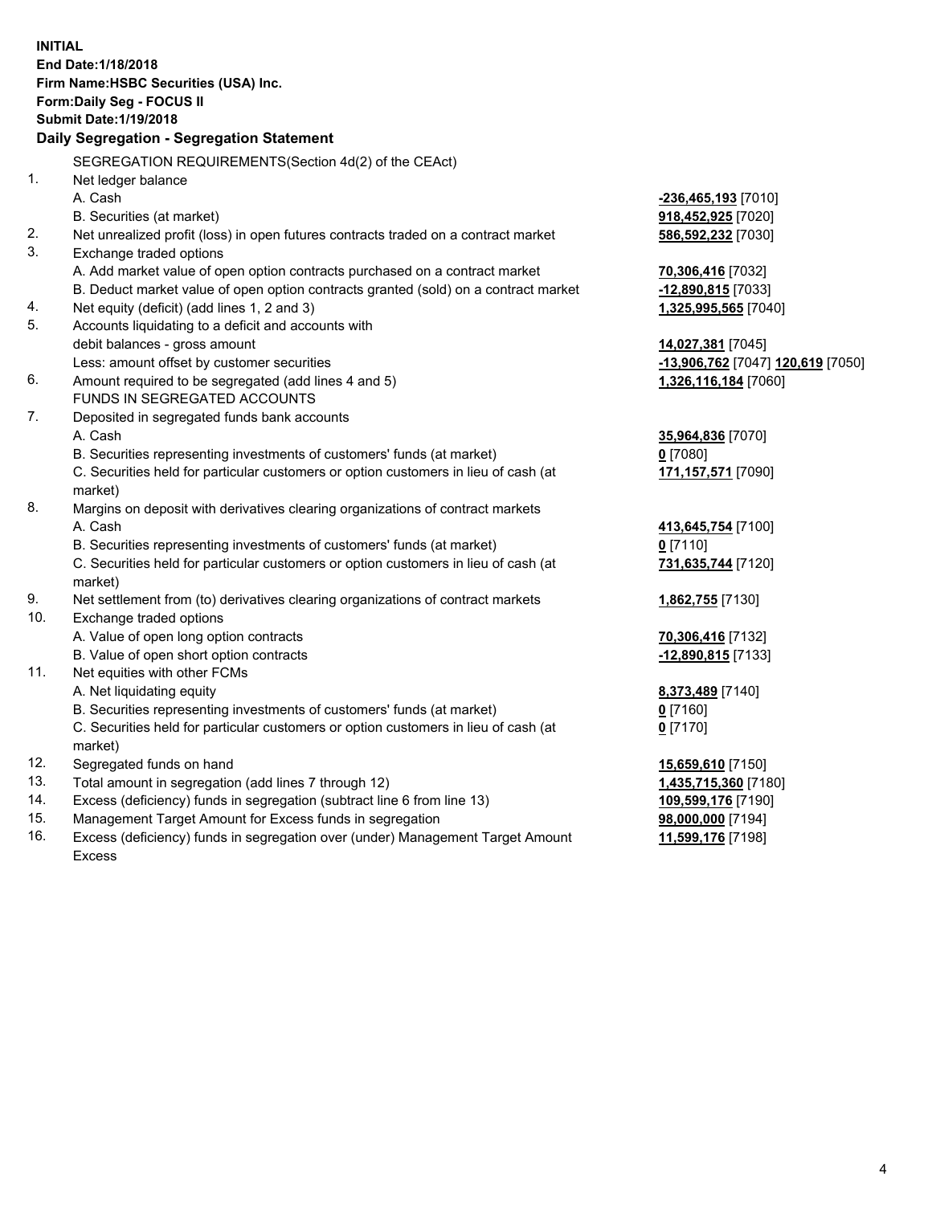**INITIAL**
**End Date:1/18/2018**
**Firm Name:HSBC Securities (USA) Inc.**
**Form:Daily Seg - FOCUS II**
**Submit Date:1/19/2018**

## Daily Segregation - Segregation Statement

| | | |
|---|---|---|
| | SEGREGATION REQUIREMENTS(Section 4d(2) of the CEAct) | |
| 1. | Net ledger balance | |
| | A. Cash | **-236,465,193** [7010] |
| | B. Securities (at market) | **918,452,925** [7020] |
| 2. | Net unrealized profit (loss) in open futures contracts traded on a contract market | **586,592,232** [7030] |
| 3. | Exchange traded options | |
| | A. Add market value of open option contracts purchased on a contract market | **70,306,416** [7032] |
| | B. Deduct market value of open option contracts granted (sold) on a contract market | **-12,890,815** [7033] |
| 4. | Net equity (deficit) (add lines 1, 2 and 3) | **1,325,995,565** [7040] |
| 5. | Accounts liquidating to a deficit and accounts with debit balances - gross amount | **14,027,381** [7045] |
| | Less: amount offset by customer securities | **-13,906,762** [7047] **120,619** [7050] |
| 6. | Amount required to be segregated (add lines 4 and 5) | **1,326,116,184** [7060] |
| | FUNDS IN SEGREGATED ACCOUNTS | |
| 7. | Deposited in segregated funds bank accounts | |
| | A. Cash | **35,964,836** [7070] |
| | B. Securities representing investments of customers' funds (at market) | **0** [7080] |
| | C. Securities held for particular customers or option customers in lieu of cash (at market) | **171,157,571** [7090] |
| 8. | Margins on deposit with derivatives clearing organizations of contract markets | |
| | A. Cash | **413,645,754** [7100] |
| | B. Securities representing investments of customers' funds (at market) | **0** [7110] |
| | C. Securities held for particular customers or option customers in lieu of cash (at market) | **731,635,744** [7120] |
| 9. | Net settlement from (to) derivatives clearing organizations of contract markets | **1,862,755** [7130] |
| 10. | Exchange traded options | |
| | A. Value of open long option contracts | **70,306,416** [7132] |
| | B. Value of open short option contracts | **-12,890,815** [7133] |
| 11. | Net equities with other FCMs | |
| | A. Net liquidating equity | **8,373,489** [7140] |
| | B. Securities representing investments of customers' funds (at market) | **0** [7160] |
| | C. Securities held for particular customers or option customers in lieu of cash (at market) | **0** [7170] |
| 12. | Segregated funds on hand | **15,659,610** [7150] |
| 13. | Total amount in segregation (add lines 7 through 12) | **1,435,715,360** [7180] |
| 14. | Excess (deficiency) funds in segregation (subtract line 6 from line 13) | **109,599,176** [7190] |
| 15. | Management Target Amount for Excess funds in segregation | **98,000,000** [7194] |
| 16. | Excess (deficiency) funds in segregation over (under) Management Target Amount Excess | **11,599,176** [7198] |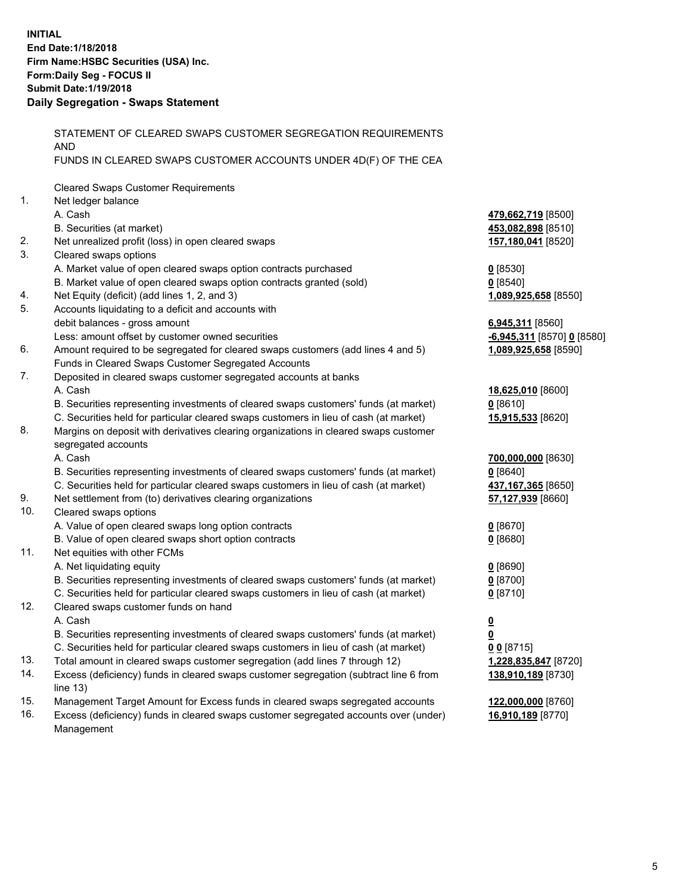**INITIAL**
**End Date:1/18/2018**
**Firm Name:HSBC Securities (USA) Inc.**
**Form:Daily Seg - FOCUS II**
**Submit Date:1/19/2018**
**Daily Segregation - Swaps Statement**

STATEMENT OF CLEARED SWAPS CUSTOMER SEGREGATION REQUIREMENTS AND FUNDS IN CLEARED SWAPS CUSTOMER ACCOUNTS UNDER 4D(F) OF THE CEA

| | | |
|---|---|---|
| | Cleared Swaps Customer Requirements | |
| 1. | Net ledger balance | |
| | A. Cash | **479,662,719** [8500] |
| | B. Securities (at market) | **453,082,898** [8510] |
| 2. | Net unrealized profit (loss) in open cleared swaps | **157,180,041** [8520] |
| 3. | Cleared swaps options | |
| | A. Market value of open cleared swaps option contracts purchased | **0** [8530] |
| | B. Market value of open cleared swaps option contracts granted (sold) | **0** [8540] |
| 4. | Net Equity (deficit) (add lines 1, 2, and 3) | **1,089,925,658** [8550] |
| 5. | Accounts liquidating to a deficit and accounts with debit balances - gross amount | **6,945,311** [8560] |
| | Less: amount offset by customer owned securities | **-6,945,311** [8570] **0** [8580] |
| 6. | Amount required to be segregated for cleared swaps customers (add lines 4 and 5) | **1,089,925,658** [8590] |
| | Funds in Cleared Swaps Customer Segregated Accounts | |
| 7. | Deposited in cleared swaps customer segregated accounts at banks | |
| | A. Cash | **18,625,010** [8600] |
| | B. Securities representing investments of cleared swaps customers' funds (at market) | **0** [8610] |
| | C. Securities held for particular cleared swaps customers in lieu of cash (at market) | **15,915,533** [8620] |
| 8. | Margins on deposit with derivatives clearing organizations in cleared swaps customer segregated accounts | |
| | A. Cash | **700,000,000** [8630] |
| | B. Securities representing investments of cleared swaps customers' funds (at market) | **0** [8640] |
| | C. Securities held for particular cleared swaps customers in lieu of cash (at market) | **437,167,365** [8650] |
| 9. | Net settlement from (to) derivatives clearing organizations | **57,127,939** [8660] |
| 10. | Cleared swaps options | |
| | A. Value of open cleared swaps long option contracts | **0** [8670] |
| | B. Value of open cleared swaps short option contracts | **0** [8680] |
| 11. | Net equities with other FCMs | |
| | A. Net liquidating equity | **0** [8690] |
| | B. Securities representing investments of cleared swaps customers' funds (at market) | **0** [8700] |
| | C. Securities held for particular cleared swaps customers in lieu of cash (at market) | **0** [8710] |
| 12. | Cleared swaps customer funds on hand | |
| | A. Cash | **0** |
| | B. Securities representing investments of cleared swaps customers' funds (at market) | **0** |
| | C. Securities held for particular cleared swaps customers in lieu of cash (at market) | **0** **0** [8715] |
| 13. | Total amount in cleared swaps customer segregation (add lines 7 through 12) | **1,228,835,847** [8720] |
| 14. | Excess (deficiency) funds in cleared swaps customer segregation (subtract line 6 from line 13) | **138,910,189** [8730] |
| 15. | Management Target Amount for Excess funds in cleared swaps segregated accounts | **122,000,000** [8760] |
| 16. | Excess (deficiency) funds in cleared swaps customer segregated accounts over (under) Management | **16,910,189** [8770] |